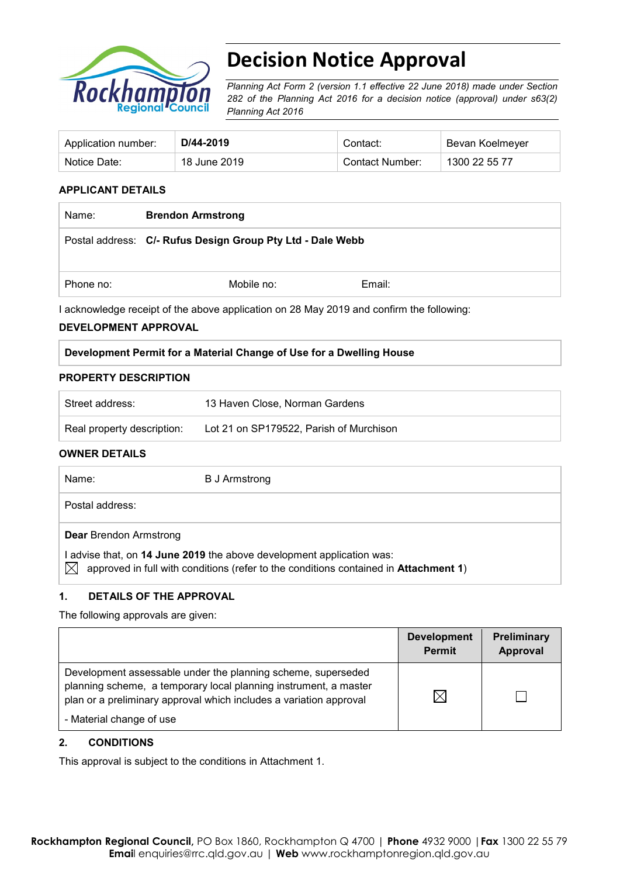# Decision Notice Approval

*Planning Act Form 2 (version 1.1 effective 22 June 2018) made under Section 282 of the Planning Act 2016 for a decision notice (approval) under s63(2) Planning Act 2016*

| Application number: | **D/44-2019** | Contact: | Bevan Koelmeyer |
|---|---|---|---|
| Notice Date: | 18 June 2019 | Contact Number: | 1300 22 55 77 |

## APPLICANT DETAILS

| Name: | **Brendon Armstrong** | |
|---|---|---|
| Postal address: | **C/- Rufus Design Group Pty Ltd - Dale Webb** | |
| Phone no: | Mobile no: | Email: |

I acknowledge receipt of the above application on 28 May 2019 and confirm the following:

## DEVELOPMENT APPROVAL

**Development Permit for a Material Change of Use for a Dwelling House**

## PROPERTY DESCRIPTION

| Street address: | 13 Haven Close, Norman Gardens |
|---|---|
| Real property description: | Lot 21 on SP179522, Parish of Murchison |

## OWNER DETAILS

| Name: | B J Armstrong |
|---|---|
| Postal address: | |

**Dear** Brendon Armstrong

I advise that, on **14 June 2019** the above development application was:

☒ approved in full with conditions (refer to the conditions contained in **Attachment 1**)

## 1. DETAILS OF THE APPROVAL

The following approvals are given:

| | **Development Permit** | **Preliminary Approval** |
|---|---|---|
| Development assessable under the planning scheme, superseded planning scheme, a temporary local planning instrument, a master plan or a preliminary approval which includes a variation approval<br>- Material change of use | ☒ | ☐ |

## 2. CONDITIONS

This approval is subject to the conditions in Attachment 1.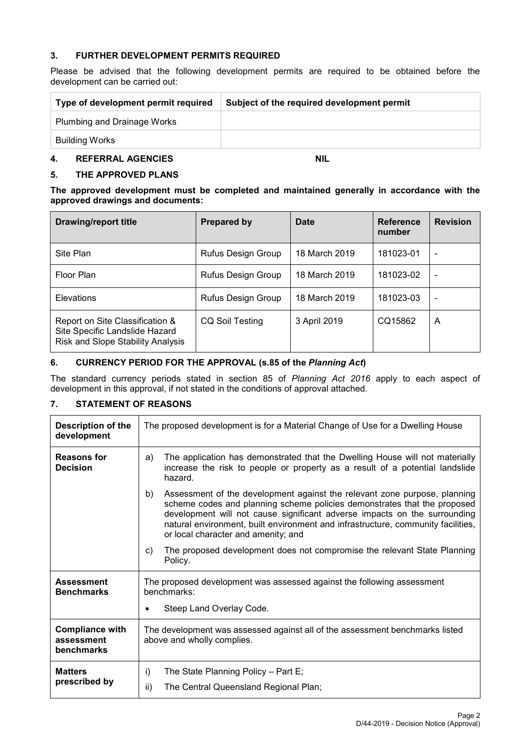## 3. FURTHER DEVELOPMENT PERMITS REQUIRED

Please be advised that the following development permits are required to be obtained before the development can be carried out:

| Type of development permit required | Subject of the required development permit |
|---|---|
| Plumbing and Drainage Works | |
| Building Works | |

## 4. REFERRAL AGENCIES NIL

## 5. THE APPROVED PLANS

**The approved development must be completed and maintained generally in accordance with the approved drawings and documents:**

| Drawing/report title | Prepared by | Date | Reference number | Revision |
|---|---|---|---|---|
| Site Plan | Rufus Design Group | 18 March 2019 | 181023-01 | - |
| Floor Plan | Rufus Design Group | 18 March 2019 | 181023-02 | - |
| Elevations | Rufus Design Group | 18 March 2019 | 181023-03 | - |
| Report on Site Classification & Site Specific Landslide Hazard Risk and Slope Stability Analysis | CQ Soil Testing | 3 April 2019 | CQ15862 | A |

## 6. CURRENCY PERIOD FOR THE APPROVAL (s.85 of the *Planning Act*)

The standard currency periods stated in section 85 of *Planning Act 2016* apply to each aspect of development in this approval, if not stated in the conditions of approval attached.

## 7. STATEMENT OF REASONS

| | |
|---|---|
| **Description of the development** | The proposed development is for a Material Change of Use for a Dwelling House |
| **Reasons for Decision** | a) The application has demonstrated that the Dwelling House will not materially increase the risk to people or property as a result of a potential landslide hazard.<br>b) Assessment of the development against the relevant zone purpose, planning scheme codes and planning scheme policies demonstrates that the proposed development will not cause significant adverse impacts on the surrounding natural environment, built environment and infrastructure, community facilities, or local character and amenity; and<br>c) The proposed development does not compromise the relevant State Planning Policy. |
| **Assessment Benchmarks** | The proposed development was assessed against the following assessment benchmarks:<br>• Steep Land Overlay Code. |
| **Compliance with assessment benchmarks** | The development was assessed against all of the assessment benchmarks listed above and wholly complies. |
| **Matters prescribed by** | i) The State Planning Policy – Part E;<br>ii) The Central Queensland Regional Plan; |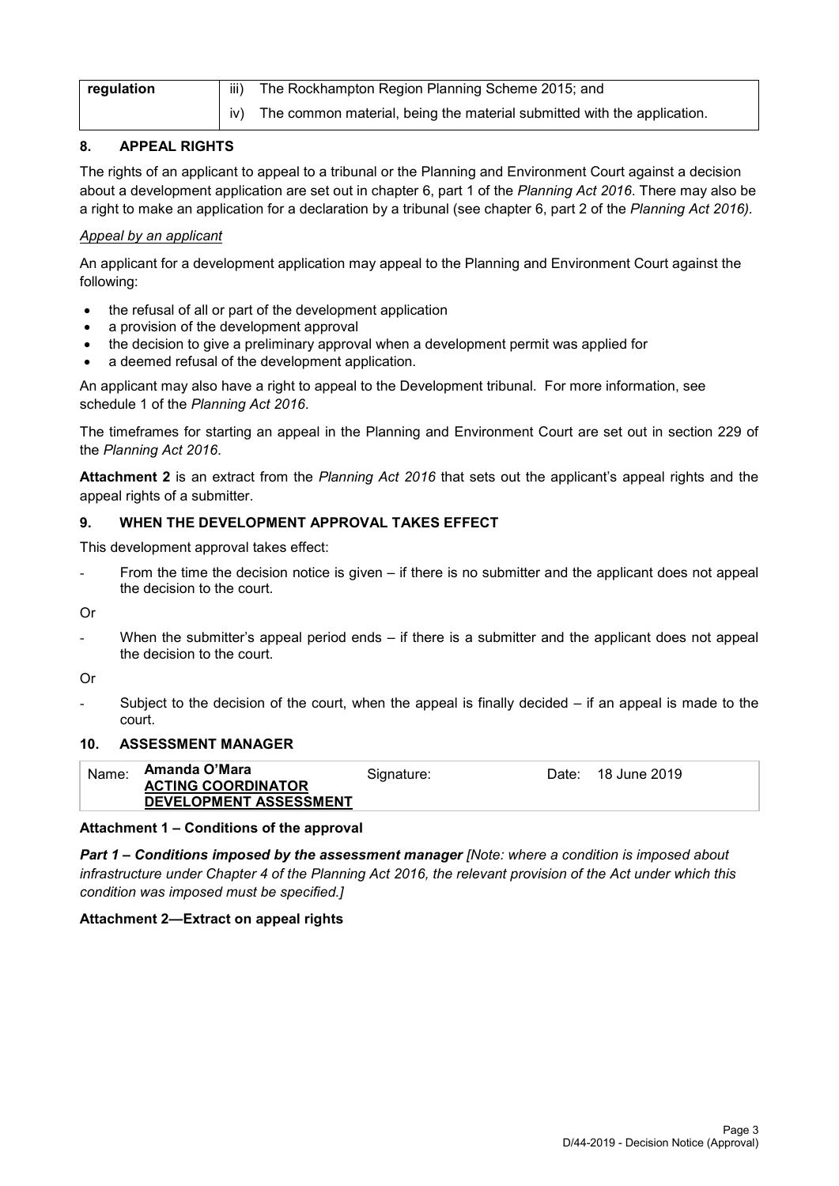| regulation | iii) The Rockhampton Region Planning Scheme 2015; and |
|---|---|
| | iv) The common material, being the material submitted with the application. |

## 8. APPEAL RIGHTS

The rights of an applicant to appeal to a tribunal or the Planning and Environment Court against a decision about a development application are set out in chapter 6, part 1 of the *Planning Act 2016*. There may also be a right to make an application for a declaration by a tribunal (see chapter 6, part 2 of the *Planning Act 2016).*

*Appeal by an applicant*

An applicant for a development application may appeal to the Planning and Environment Court against the following:

- the refusal of all or part of the development application
- a provision of the development approval
- the decision to give a preliminary approval when a development permit was applied for
- a deemed refusal of the development application.

An applicant may also have a right to appeal to the Development tribunal. For more information, see schedule 1 of the *Planning Act 2016*.

The timeframes for starting an appeal in the Planning and Environment Court are set out in section 229 of the *Planning Act 2016*.

**Attachment 2** is an extract from the *Planning Act 2016* that sets out the applicant's appeal rights and the appeal rights of a submitter.

## 9. WHEN THE DEVELOPMENT APPROVAL TAKES EFFECT

This development approval takes effect:

- From the time the decision notice is given – if there is no submitter and the applicant does not appeal the decision to the court.

Or

- When the submitter's appeal period ends – if there is a submitter and the applicant does not appeal the decision to the court.

Or

- Subject to the decision of the court, when the appeal is finally decided – if an appeal is made to the court.

## 10. ASSESSMENT MANAGER

| Name: **Amanda O'Mara** **ACTING COORDINATOR DEVELOPMENT ASSESSMENT** | Signature: | Date: 18 June 2019 |
|---|---|---|

**Attachment 1 – Conditions of the approval**

***Part 1 – Conditions imposed by the assessment manager*** *[Note: where a condition is imposed about infrastructure under Chapter 4 of the Planning Act 2016, the relevant provision of the Act under which this condition was imposed must be specified.]*

**Attachment 2—Extract on appeal rights**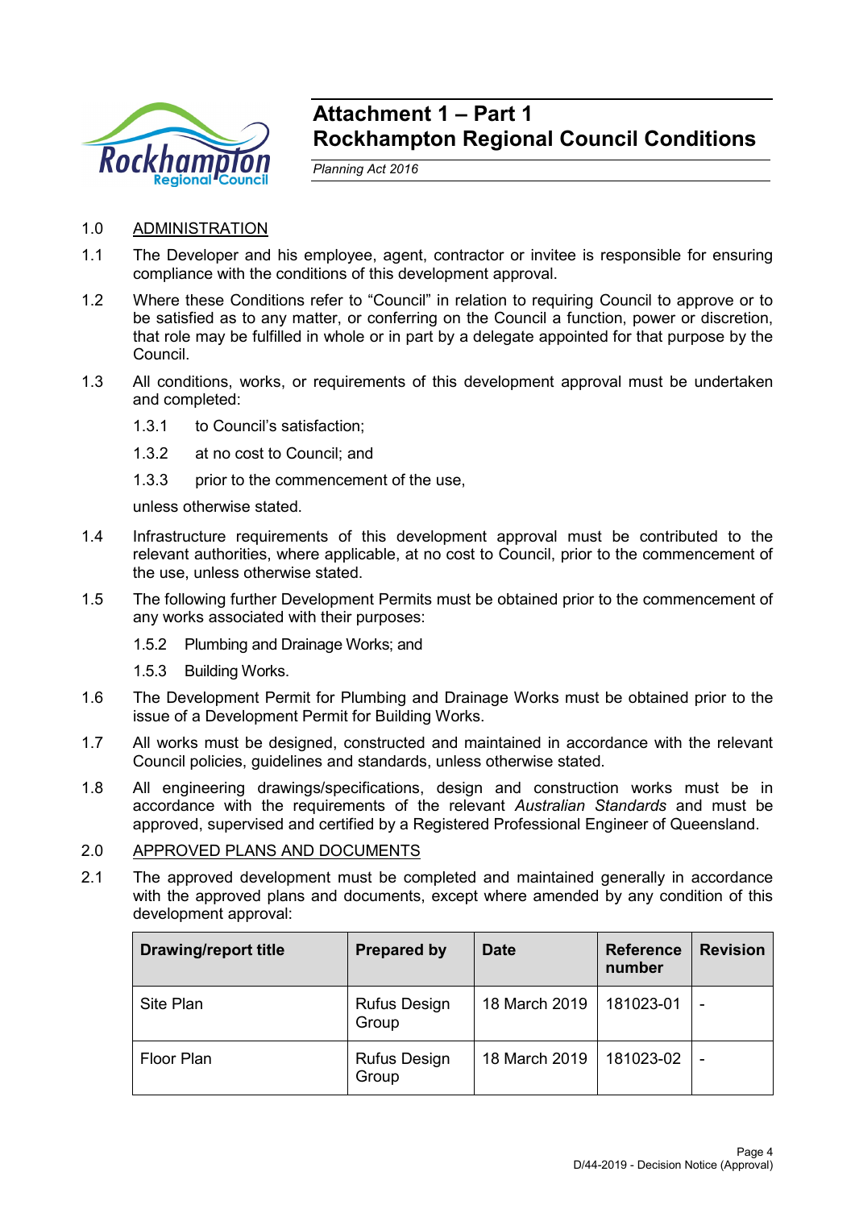# Attachment 1 – Part 1
# Rockhampton Regional Council Conditions

*Planning Act 2016*

1.0 ADMINISTRATION

1.1 The Developer and his employee, agent, contractor or invitee is responsible for ensuring compliance with the conditions of this development approval.

1.2 Where these Conditions refer to "Council" in relation to requiring Council to approve or to be satisfied as to any matter, or conferring on the Council a function, power or discretion, that role may be fulfilled in whole or in part by a delegate appointed for that purpose by the Council.

1.3 All conditions, works, or requirements of this development approval must be undertaken and completed:

1.3.1 to Council's satisfaction;

1.3.2 at no cost to Council; and

1.3.3 prior to the commencement of the use,

unless otherwise stated.

1.4 Infrastructure requirements of this development approval must be contributed to the relevant authorities, where applicable, at no cost to Council, prior to the commencement of the use, unless otherwise stated.

1.5 The following further Development Permits must be obtained prior to the commencement of any works associated with their purposes:

1.5.2 Plumbing and Drainage Works; and

1.5.3 Building Works.

1.6 The Development Permit for Plumbing and Drainage Works must be obtained prior to the issue of a Development Permit for Building Works.

1.7 All works must be designed, constructed and maintained in accordance with the relevant Council policies, guidelines and standards, unless otherwise stated.

1.8 All engineering drawings/specifications, design and construction works must be in accordance with the requirements of the relevant *Australian Standards* and must be approved, supervised and certified by a Registered Professional Engineer of Queensland.

2.0 APPROVED PLANS AND DOCUMENTS

2.1 The approved development must be completed and maintained generally in accordance with the approved plans and documents, except where amended by any condition of this development approval:

| Drawing/report title | Prepared by | Date | Reference number | Revision |
|---|---|---|---|---|
| Site Plan | Rufus Design Group | 18 March 2019 | 181023-01 | - |
| Floor Plan | Rufus Design Group | 18 March 2019 | 181023-02 | - |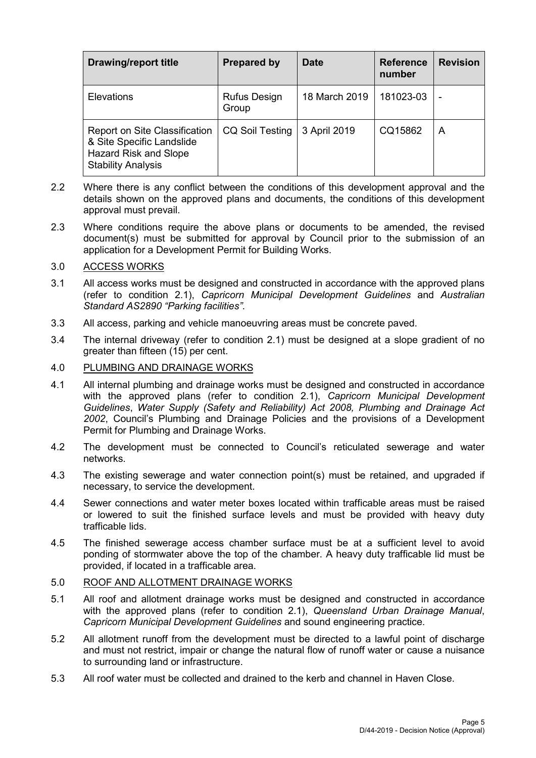| Drawing/report title | Prepared by | Date | Reference number | Revision |
|---|---|---|---|---|
| Elevations | Rufus Design Group | 18 March 2019 | 181023-03 | - |
| Report on Site Classification & Site Specific Landslide Hazard Risk and Slope Stability Analysis | CQ Soil Testing | 3 April 2019 | CQ15862 | A |

2.2 Where there is any conflict between the conditions of this development approval and the details shown on the approved plans and documents, the conditions of this development approval must prevail.

2.3 Where conditions require the above plans or documents to be amended, the revised document(s) must be submitted for approval by Council prior to the submission of an application for a Development Permit for Building Works.

3.0 ACCESS WORKS

3.1 All access works must be designed and constructed in accordance with the approved plans (refer to condition 2.1), *Capricorn Municipal Development Guidelines* and *Australian Standard AS2890 "Parking facilities"*.

3.3 All access, parking and vehicle manoeuvring areas must be concrete paved.

3.4 The internal driveway (refer to condition 2.1) must be designed at a slope gradient of no greater than fifteen (15) per cent.

4.0 PLUMBING AND DRAINAGE WORKS

4.1 All internal plumbing and drainage works must be designed and constructed in accordance with the approved plans (refer to condition 2.1), *Capricorn Municipal Development Guidelines*, *Water Supply (Safety and Reliability) Act 2008, Plumbing and Drainage Act 2002*, Council's Plumbing and Drainage Policies and the provisions of a Development Permit for Plumbing and Drainage Works.

4.2 The development must be connected to Council's reticulated sewerage and water networks.

4.3 The existing sewerage and water connection point(s) must be retained, and upgraded if necessary, to service the development.

4.4 Sewer connections and water meter boxes located within trafficable areas must be raised or lowered to suit the finished surface levels and must be provided with heavy duty trafficable lids.

4.5 The finished sewerage access chamber surface must be at a sufficient level to avoid ponding of stormwater above the top of the chamber. A heavy duty trafficable lid must be provided, if located in a trafficable area.

5.0 ROOF AND ALLOTMENT DRAINAGE WORKS

5.1 All roof and allotment drainage works must be designed and constructed in accordance with the approved plans (refer to condition 2.1), *Queensland Urban Drainage Manual*, *Capricorn Municipal Development Guidelines* and sound engineering practice.

5.2 All allotment runoff from the development must be directed to a lawful point of discharge and must not restrict, impair or change the natural flow of runoff water or cause a nuisance to surrounding land or infrastructure.

5.3 All roof water must be collected and drained to the kerb and channel in Haven Close.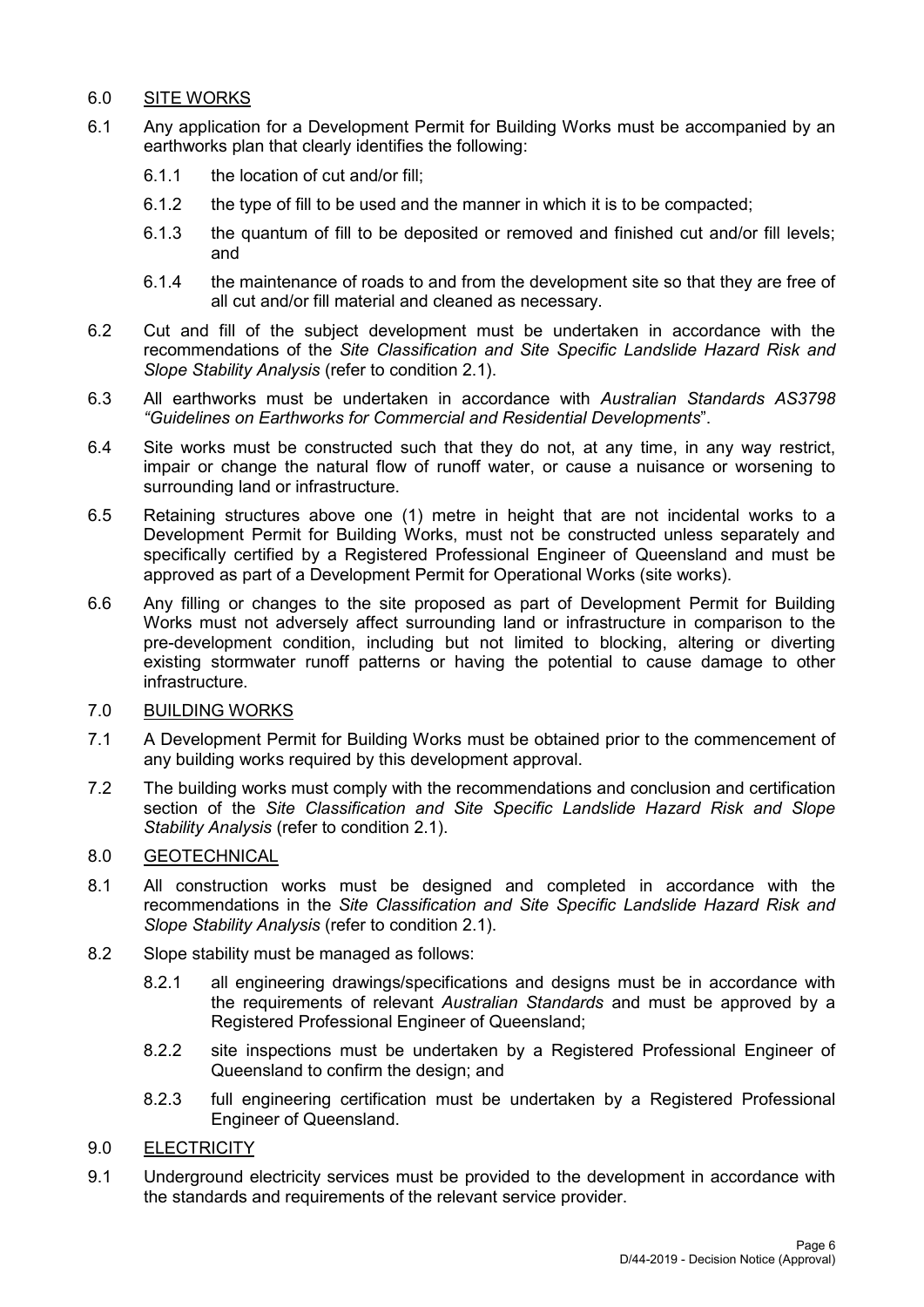## 6.0 SITE WORKS

6.1 Any application for a Development Permit for Building Works must be accompanied by an earthworks plan that clearly identifies the following:

- 6.1.1 the location of cut and/or fill;
- 6.1.2 the type of fill to be used and the manner in which it is to be compacted;
- 6.1.3 the quantum of fill to be deposited or removed and finished cut and/or fill levels; and
- 6.1.4 the maintenance of roads to and from the development site so that they are free of all cut and/or fill material and cleaned as necessary.

6.2 Cut and fill of the subject development must be undertaken in accordance with the recommendations of the *Site Classification and Site Specific Landslide Hazard Risk and Slope Stability Analysis* (refer to condition 2.1).

6.3 All earthworks must be undertaken in accordance with *Australian Standards AS3798 "Guidelines on Earthworks for Commercial and Residential Developments*".

6.4 Site works must be constructed such that they do not, at any time, in any way restrict, impair or change the natural flow of runoff water, or cause a nuisance or worsening to surrounding land or infrastructure.

6.5 Retaining structures above one (1) metre in height that are not incidental works to a Development Permit for Building Works, must not be constructed unless separately and specifically certified by a Registered Professional Engineer of Queensland and must be approved as part of a Development Permit for Operational Works (site works).

6.6 Any filling or changes to the site proposed as part of Development Permit for Building Works must not adversely affect surrounding land or infrastructure in comparison to the pre-development condition, including but not limited to blocking, altering or diverting existing stormwater runoff patterns or having the potential to cause damage to other infrastructure.

## 7.0 BUILDING WORKS

7.1 A Development Permit for Building Works must be obtained prior to the commencement of any building works required by this development approval.

7.2 The building works must comply with the recommendations and conclusion and certification section of the *Site Classification and Site Specific Landslide Hazard Risk and Slope Stability Analysis* (refer to condition 2.1).

## 8.0 GEOTECHNICAL

8.1 All construction works must be designed and completed in accordance with the recommendations in the *Site Classification and Site Specific Landslide Hazard Risk and Slope Stability Analysis* (refer to condition 2.1).

8.2 Slope stability must be managed as follows:

- 8.2.1 all engineering drawings/specifications and designs must be in accordance with the requirements of relevant *Australian Standards* and must be approved by a Registered Professional Engineer of Queensland;
- 8.2.2 site inspections must be undertaken by a Registered Professional Engineer of Queensland to confirm the design; and
- 8.2.3 full engineering certification must be undertaken by a Registered Professional Engineer of Queensland.

## 9.0 ELECTRICITY

9.1 Underground electricity services must be provided to the development in accordance with the standards and requirements of the relevant service provider.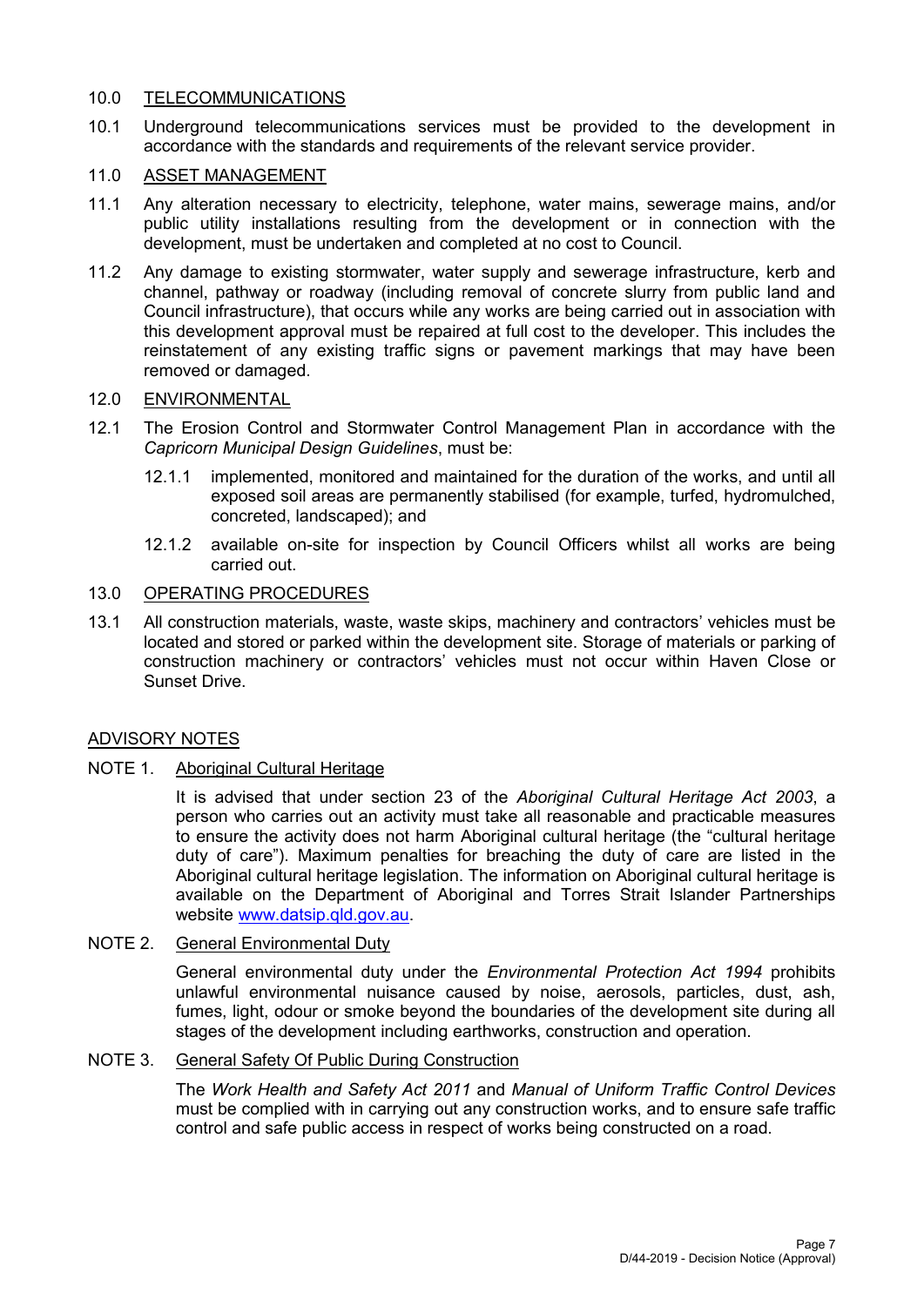10.0 TELECOMMUNICATIONS

10.1 Underground telecommunications services must be provided to the development in accordance with the standards and requirements of the relevant service provider.

11.0 ASSET MANAGEMENT

11.1 Any alteration necessary to electricity, telephone, water mains, sewerage mains, and/or public utility installations resulting from the development or in connection with the development, must be undertaken and completed at no cost to Council.

11.2 Any damage to existing stormwater, water supply and sewerage infrastructure, kerb and channel, pathway or roadway (including removal of concrete slurry from public land and Council infrastructure), that occurs while any works are being carried out in association with this development approval must be repaired at full cost to the developer. This includes the reinstatement of any existing traffic signs or pavement markings that may have been removed or damaged.

12.0 ENVIRONMENTAL

12.1 The Erosion Control and Stormwater Control Management Plan in accordance with the *Capricorn Municipal Design Guidelines*, must be:

12.1.1 implemented, monitored and maintained for the duration of the works, and until all exposed soil areas are permanently stabilised (for example, turfed, hydromulched, concreted, landscaped); and

12.1.2 available on-site for inspection by Council Officers whilst all works are being carried out.

13.0 OPERATING PROCEDURES

13.1 All construction materials, waste, waste skips, machinery and contractors' vehicles must be located and stored or parked within the development site. Storage of materials or parking of construction machinery or contractors' vehicles must not occur within Haven Close or Sunset Drive.

ADVISORY NOTES

NOTE 1. Aboriginal Cultural Heritage

It is advised that under section 23 of the *Aboriginal Cultural Heritage Act 2003*, a person who carries out an activity must take all reasonable and practicable measures to ensure the activity does not harm Aboriginal cultural heritage (the "cultural heritage duty of care"). Maximum penalties for breaching the duty of care are listed in the Aboriginal cultural heritage legislation. The information on Aboriginal cultural heritage is available on the Department of Aboriginal and Torres Strait Islander Partnerships website www.datsip.qld.gov.au.

NOTE 2. General Environmental Duty

General environmental duty under the *Environmental Protection Act 1994* prohibits unlawful environmental nuisance caused by noise, aerosols, particles, dust, ash, fumes, light, odour or smoke beyond the boundaries of the development site during all stages of the development including earthworks, construction and operation.

NOTE 3. General Safety Of Public During Construction

The *Work Health and Safety Act 2011* and *Manual of Uniform Traffic Control Devices* must be complied with in carrying out any construction works, and to ensure safe traffic control and safe public access in respect of works being constructed on a road.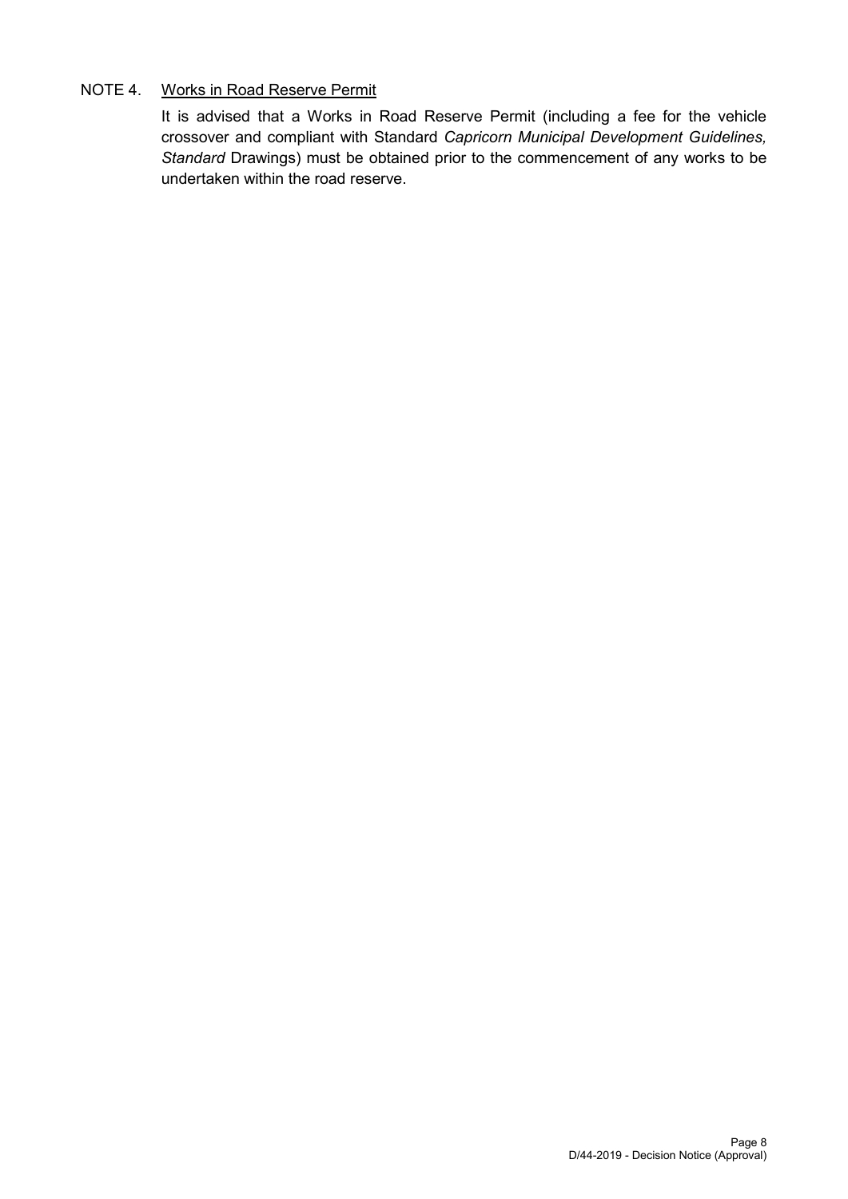NOTE 4. Works in Road Reserve Permit

It is advised that a Works in Road Reserve Permit (including a fee for the vehicle crossover and compliant with Standard *Capricorn Municipal Development Guidelines, Standard* Drawings) must be obtained prior to the commencement of any works to be undertaken within the road reserve.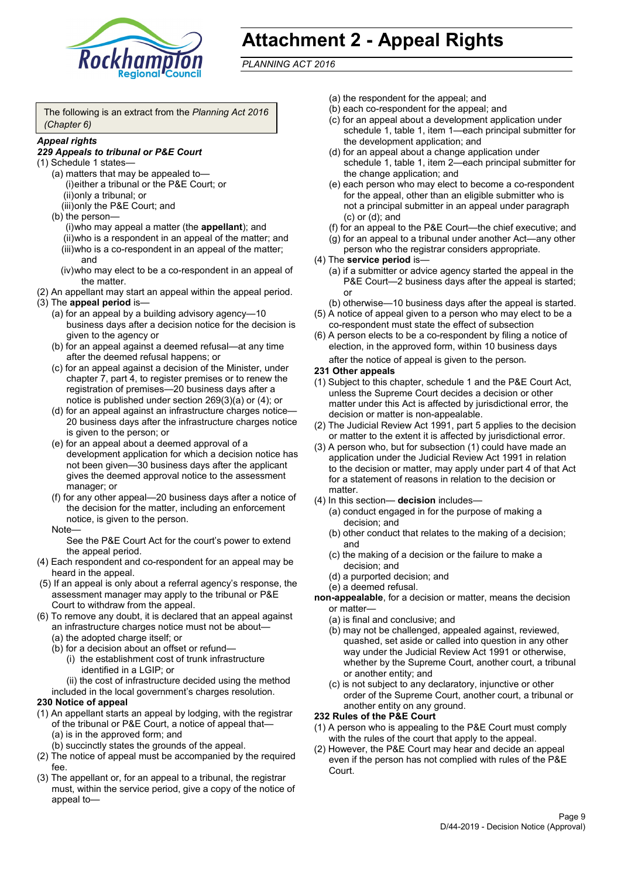# Attachment 2 - Appeal Rights

*PLANNING ACT 2016*

The following is an extract from the *Planning Act 2016 (Chapter 6)*

***Appeal rights***

***229 Appeals to tribunal or P&E Court***

(1) Schedule 1 states—
   (a) matters that may be appealed to—
      (i) either a tribunal or the P&E Court; or
      (ii) only a tribunal; or
      (iii) only the P&E Court; and
   (b) the person—
      (i) who may appeal a matter (the **appellant**); and
      (ii) who is a respondent in an appeal of the matter; and
      (iii) who is a co-respondent in an appeal of the matter; and
      (iv) who may elect to be a co-respondent in an appeal of the matter.

(2) An appellant may start an appeal within the appeal period.

(3) The **appeal period** is—
   (a) for an appeal by a building advisory agency—10 business days after a decision notice for the decision is given to the agency or
   (b) for an appeal against a deemed refusal—at any time after the deemed refusal happens; or
   (c) for an appeal against a decision of the Minister, under chapter 7, part 4, to register premises or to renew the registration of premises—20 business days after a notice is published under section 269(3)(a) or (4); or
   (d) for an appeal against an infrastructure charges notice—20 business days after the infrastructure charges notice is given to the person; or
   (e) for an appeal about a deemed approval of a development application for which a decision notice has not been given—30 business days after the applicant gives the deemed approval notice to the assessment manager; or
   (f) for any other appeal—20 business days after a notice of the decision for the matter, including an enforcement notice, is given to the person.

   Note—

   See the P&E Court Act for the court's power to extend the appeal period.

(4) Each respondent and co-respondent for an appeal may be heard in the appeal.

(5) If an appeal is only about a referral agency's response, the assessment manager may apply to the tribunal or P&E Court to withdraw from the appeal.

(6) To remove any doubt, it is declared that an appeal against an infrastructure charges notice must not be about—
   (a) the adopted charge itself; or
   (b) for a decision about an offset or refund—
      (i) the establishment cost of trunk infrastructure identified in a LGIP; or
      (ii) the cost of infrastructure decided using the method included in the local government's charges resolution.

**230 Notice of appeal**

(1) An appellant starts an appeal by lodging, with the registrar of the tribunal or P&E Court, a notice of appeal that—
   (a) is in the approved form; and
   (b) succinctly states the grounds of the appeal.

(2) The notice of appeal must be accompanied by the required fee.

(3) The appellant or, for an appeal to a tribunal, the registrar must, within the service period, give a copy of the notice of appeal to—
   (a) the respondent for the appeal; and
   (b) each co-respondent for the appeal; and
   (c) for an appeal about a development application under schedule 1, table 1, item 1—each principal submitter for the development application; and
   (d) for an appeal about a change application under schedule 1, table 1, item 2—each principal submitter for the change application; and
   (e) each person who may elect to become a co-respondent for the appeal, other than an eligible submitter who is not a principal submitter in an appeal under paragraph (c) or (d); and
   (f) for an appeal to the P&E Court—the chief executive; and
   (g) for an appeal to a tribunal under another Act—any other person who the registrar considers appropriate.

(4) The **service period** is—
   (a) if a submitter or advice agency started the appeal in the P&E Court—2 business days after the appeal is started; or
   (b) otherwise—10 business days after the appeal is started.

(5) A notice of appeal given to a person who may elect to be a co-respondent must state the effect of subsection

(6) A person elects to be a co-respondent by filing a notice of election, in the approved form, within 10 business days after the notice of appeal is given to the person.

**231 Other appeals**

(1) Subject to this chapter, schedule 1 and the P&E Court Act, unless the Supreme Court decides a decision or other matter under this Act is affected by jurisdictional error, the decision or matter is non-appealable.

(2) The Judicial Review Act 1991, part 5 applies to the decision or matter to the extent it is affected by jurisdictional error.

(3) A person who, but for subsection (1) could have made an application under the Judicial Review Act 1991 in relation to the decision or matter, may apply under part 4 of that Act for a statement of reasons in relation to the decision or matter.

(4) In this section— **decision** includes—
   (a) conduct engaged in for the purpose of making a decision; and
   (b) other conduct that relates to the making of a decision; and
   (c) the making of a decision or the failure to make a decision; and
   (d) a purported decision; and
   (e) a deemed refusal.

**non-appealable**, for a decision or matter, means the decision or matter—
   (a) is final and conclusive; and
   (b) may not be challenged, appealed against, reviewed, quashed, set aside or called into question in any other way under the Judicial Review Act 1991 or otherwise, whether by the Supreme Court, another court, a tribunal or another entity; and
   (c) is not subject to any declaratory, injunctive or other order of the Supreme Court, another court, a tribunal or another entity on any ground.

**232 Rules of the P&E Court**

(1) A person who is appealing to the P&E Court must comply with the rules of the court that apply to the appeal.

(2) However, the P&E Court may hear and decide an appeal even if the person has not complied with rules of the P&E Court.

D/44-2019 - Decision Notice (Approval)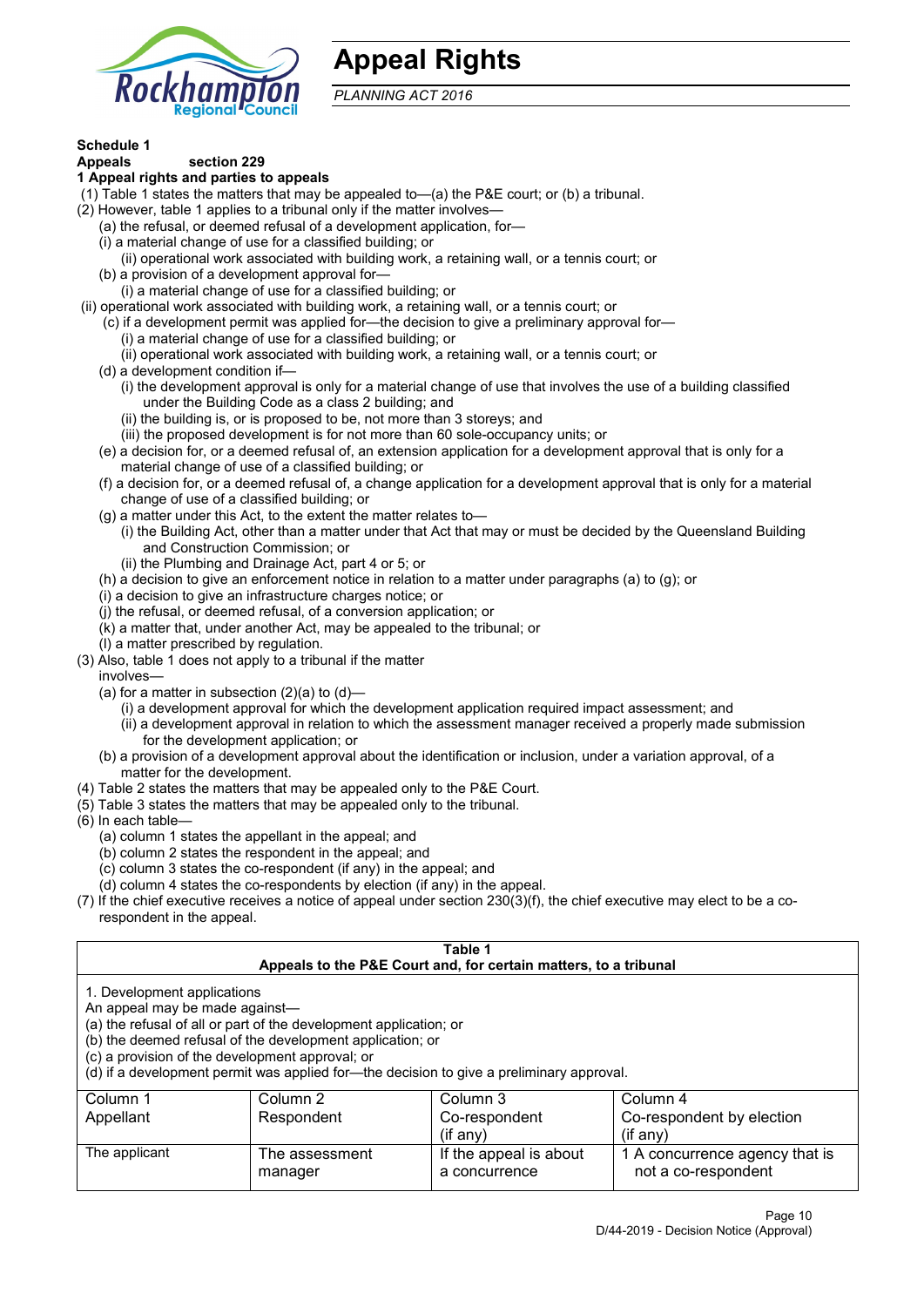# Appeal Rights

*PLANNING ACT 2016*

**Schedule 1**
**Appeals section 229**

**1 Appeal rights and parties to appeals**

(1) Table 1 states the matters that may be appealed to—(a) the P&E court; or (b) a tribunal.

(2) However, table 1 applies to a tribunal only if the matter involves—

(a) the refusal, or deemed refusal of a development application, for—

(i) a material change of use for a classified building; or

(ii) operational work associated with building work, a retaining wall, or a tennis court; or

(b) a provision of a development approval for—

(i) a material change of use for a classified building; or

(ii) operational work associated with building work, a retaining wall, or a tennis court; or

(c) if a development permit was applied for—the decision to give a preliminary approval for—

(i) a material change of use for a classified building; or

(ii) operational work associated with building work, a retaining wall, or a tennis court; or

(d) a development condition if—

(i) the development approval is only for a material change of use that involves the use of a building classified under the Building Code as a class 2 building; and

(ii) the building is, or is proposed to be, not more than 3 storeys; and

(iii) the proposed development is for not more than 60 sole-occupancy units; or

(e) a decision for, or a deemed refusal of, an extension application for a development approval that is only for a material change of use of a classified building; or

(f) a decision for, or a deemed refusal of, a change application for a development approval that is only for a material change of use of a classified building; or

(g) a matter under this Act, to the extent the matter relates to—

(i) the Building Act, other than a matter under that Act that may or must be decided by the Queensland Building and Construction Commission; or

(ii) the Plumbing and Drainage Act, part 4 or 5; or

(h) a decision to give an enforcement notice in relation to a matter under paragraphs (a) to (g); or

(i) a decision to give an infrastructure charges notice; or

(j) the refusal, or deemed refusal, of a conversion application; or

(k) a matter that, under another Act, may be appealed to the tribunal; or

(l) a matter prescribed by regulation.

(3) Also, table 1 does not apply to a tribunal if the matter involves—

(a) for a matter in subsection (2)(a) to (d)—

(i) a development approval for which the development application required impact assessment; and

(ii) a development approval in relation to which the assessment manager received a properly made submission for the development application; or

(b) a provision of a development approval about the identification or inclusion, under a variation approval, of a matter for the development.

(4) Table 2 states the matters that may be appealed only to the P&E Court.

(5) Table 3 states the matters that may be appealed only to the tribunal.

(6) In each table—

(a) column 1 states the appellant in the appeal; and

(b) column 2 states the respondent in the appeal; and

(c) column 3 states the co-respondent (if any) in the appeal; and

(d) column 4 states the co-respondents by election (if any) in the appeal.

(7) If the chief executive receives a notice of appeal under section 230(3)(f), the chief executive may elect to be a co-respondent in the appeal.

**Table 1**
**Appeals to the P&E Court and, for certain matters, to a tribunal**

1. Development applications
An appeal may be made against—
(a) the refusal of all or part of the development application; or
(b) the deemed refusal of the development application; or
(c) a provision of the development approval; or
(d) if a development permit was applied for—the decision to give a preliminary approval.

| Column 1 Appellant | Column 2 Respondent | Column 3 Co-respondent (if any) | Column 4 Co-respondent by election (if any) |
|---|---|---|---|
| The applicant | The assessment manager | If the appeal is about a concurrence | 1 A concurrence agency that is not a co-respondent |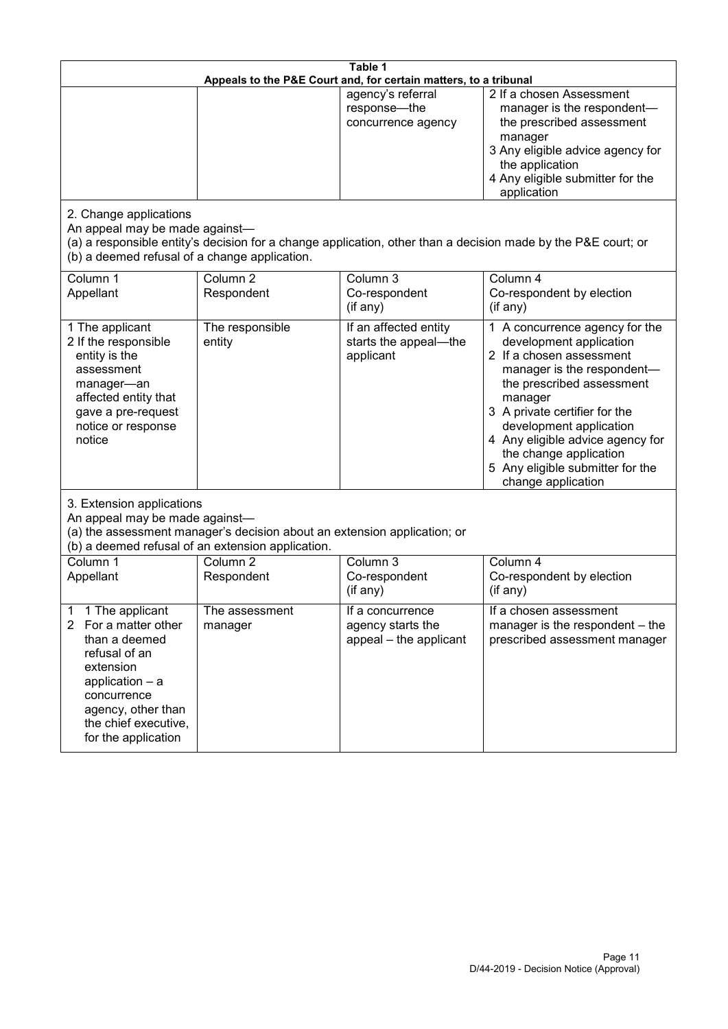**Table 1**
**Appeals to the P&E Court and, for certain matters, to a tribunal**

| | | | |
|---|---|---|---|
| | | agency's referral response—the concurrence agency | 2 If a chosen Assessment manager is the respondent—the prescribed assessment manager<br>3 Any eligible advice agency for the application<br>4 Any eligible submitter for the application |

2. Change applications

An appeal may be made against—

(a) a responsible entity's decision for a change application, other than a decision made by the P&E court; or

(b) a deemed refusal of a change application.

| Column 1<br>Appellant | Column 2<br>Respondent | Column 3<br>Co-respondent<br>(if any) | Column 4<br>Co-respondent by election<br>(if any) |
|---|---|---|---|
| 1 The applicant<br>2 If the responsible entity is the assessment manager—an affected entity that gave a pre-request notice or response notice | The responsible entity | If an affected entity starts the appeal—the applicant | 1 A concurrence agency for the development application<br>2 If a chosen assessment manager is the respondent—the prescribed assessment manager<br>3 A private certifier for the development application<br>4 Any eligible advice agency for the change application<br>5 Any eligible submitter for the change application |

3. Extension applications

An appeal may be made against—

(a) the assessment manager's decision about an extension application; or

(b) a deemed refusal of an extension application.

| Column 1<br>Appellant | Column 2<br>Respondent | Column 3<br>Co-respondent<br>(if any) | Column 4<br>Co-respondent by election<br>(if any) |
|---|---|---|---|
| 1 1 The applicant<br>2 For a matter other than a deemed refusal of an extension application – a concurrence agency, other than the chief executive, for the application | The assessment manager | If a concurrence agency starts the appeal – the applicant | If a chosen assessment manager is the respondent – the prescribed assessment manager |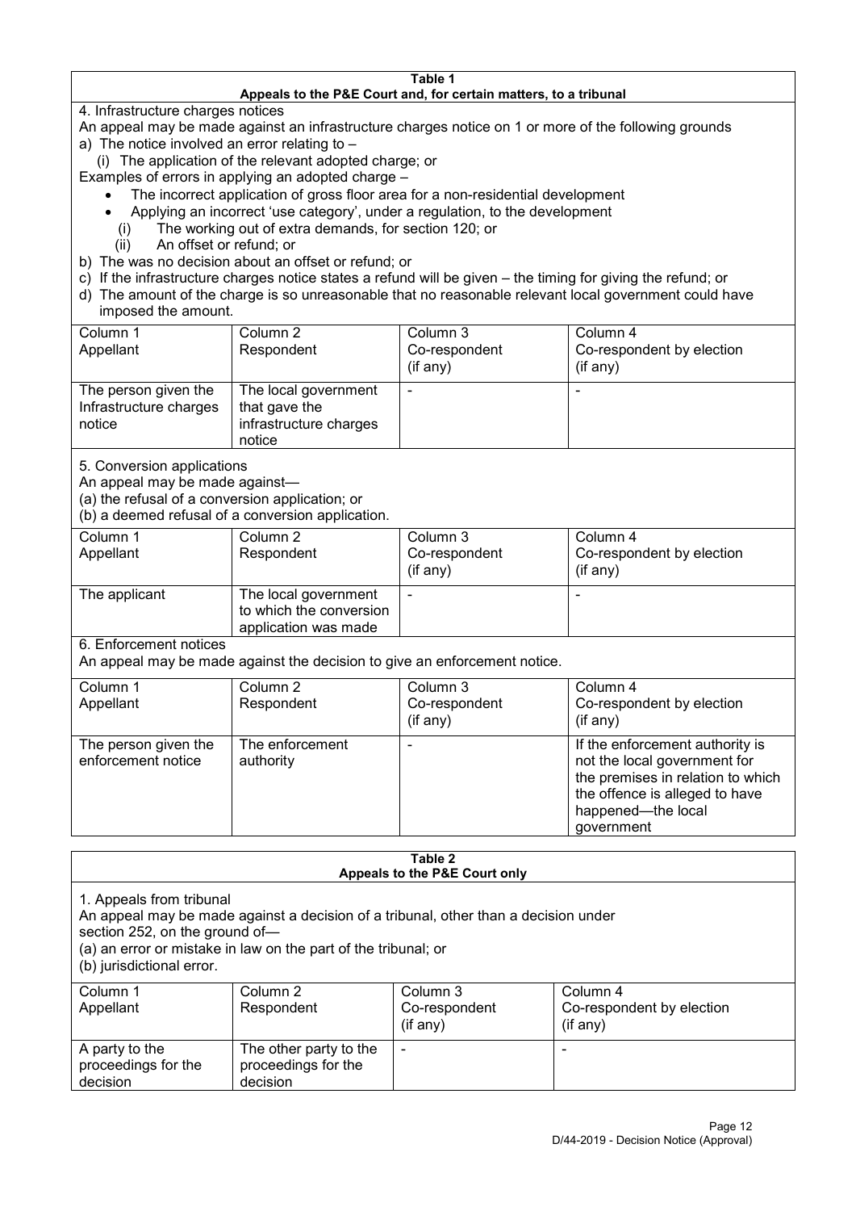**Table 1**
**Appeals to the P&E Court and, for certain matters, to a tribunal**

4. Infrastructure charges notices

An appeal may be made against an infrastructure charges notice on 1 or more of the following grounds

a) The notice involved an error relating to –
   (i) The application of the relevant adopted charge; or

Examples of errors in applying an adopted charge –

- The incorrect application of gross floor area for a non-residential development
- Applying an incorrect 'use category', under a regulation, to the development
   (i) The working out of extra demands, for section 120; or
   (ii) An offset or refund; or

b) The was no decision about an offset or refund; or

c) If the infrastructure charges notice states a refund will be given – the timing for giving the refund; or

d) The amount of the charge is so unreasonable that no reasonable relevant local government could have imposed the amount.

| Column 1 Appellant | Column 2 Respondent | Column 3 Co-respondent (if any) | Column 4 Co-respondent by election (if any) |
|---|---|---|---|
| The person given the Infrastructure charges notice | The local government that gave the infrastructure charges notice | - | - |

5. Conversion applications

An appeal may be made against—
(a) the refusal of a conversion application; or
(b) a deemed refusal of a conversion application.

| Column 1 Appellant | Column 2 Respondent | Column 3 Co-respondent (if any) | Column 4 Co-respondent by election (if any) |
|---|---|---|---|
| The applicant | The local government to which the conversion application was made | - | - |

6. Enforcement notices

An appeal may be made against the decision to give an enforcement notice.

| Column 1 Appellant | Column 2 Respondent | Column 3 Co-respondent (if any) | Column 4 Co-respondent by election (if any) |
|---|---|---|---|
| The person given the enforcement notice | The enforcement authority | - | If the enforcement authority is not the local government for the premises in relation to which the offence is alleged to have happened—the local government |

**Table 2**
**Appeals to the P&E Court only**

1. Appeals from tribunal

An appeal may be made against a decision of a tribunal, other than a decision under section 252, on the ground of—
(a) an error or mistake in law on the part of the tribunal; or
(b) jurisdictional error.

| Column 1 Appellant | Column 2 Respondent | Column 3 Co-respondent (if any) | Column 4 Co-respondent by election (if any) |
|---|---|---|---|
| A party to the proceedings for the decision | The other party to the proceedings for the decision | - | - |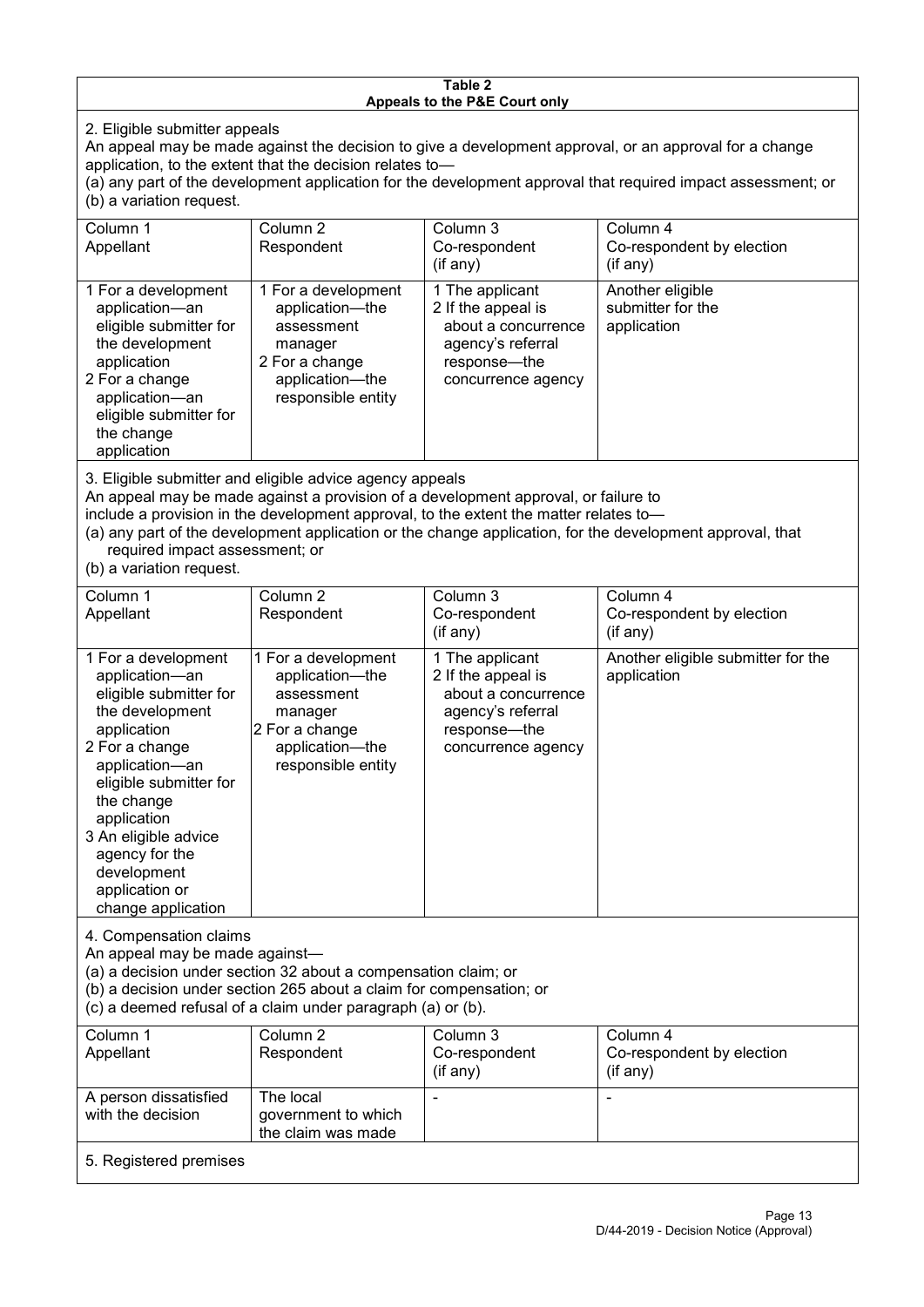**Table 2**
**Appeals to the P&E Court only**

2. Eligible submitter appeals

An appeal may be made against the decision to give a development approval, or an approval for a change application, to the extent that the decision relates to—

(a) any part of the development application for the development approval that required impact assessment; or

(b) a variation request.

| Column 1<br>Appellant | Column 2<br>Respondent | Column 3<br>Co-respondent<br>(if any) | Column 4<br>Co-respondent by election<br>(if any) |
|---|---|---|---|
| 1 For a development application—an eligible submitter for the development application<br>2 For a change application—an eligible submitter for the change application | 1 For a development application—the assessment manager<br>2 For a change application—the responsible entity | 1 The applicant<br>2 If the appeal is about a concurrence agency's referral response—the concurrence agency | Another eligible submitter for the application |

3. Eligible submitter and eligible advice agency appeals

An appeal may be made against a provision of a development approval, or failure to include a provision in the development approval, to the extent the matter relates to—

(a) any part of the development application or the change application, for the development approval, that required impact assessment; or

(b) a variation request.

| Column 1<br>Appellant | Column 2<br>Respondent | Column 3<br>Co-respondent<br>(if any) | Column 4<br>Co-respondent by election<br>(if any) |
|---|---|---|---|
| 1 For a development application—an eligible submitter for the development application<br>2 For a change application—an eligible submitter for the change application<br>3 An eligible advice agency for the development application or change application | 1 For a development application—the assessment manager<br>2 For a change application—the responsible entity | 1 The applicant<br>2 If the appeal is about a concurrence agency's referral response—the concurrence agency | Another eligible submitter for the application |

4. Compensation claims

An appeal may be made against—

(a) a decision under section 32 about a compensation claim; or

(b) a decision under section 265 about a claim for compensation; or

(c) a deemed refusal of a claim under paragraph (a) or (b).

| Column 1<br>Appellant | Column 2<br>Respondent | Column 3<br>Co-respondent<br>(if any) | Column 4<br>Co-respondent by election<br>(if any) |
|---|---|---|---|
| A person dissatisfied with the decision | The local government to which the claim was made | - | - |

5. Registered premises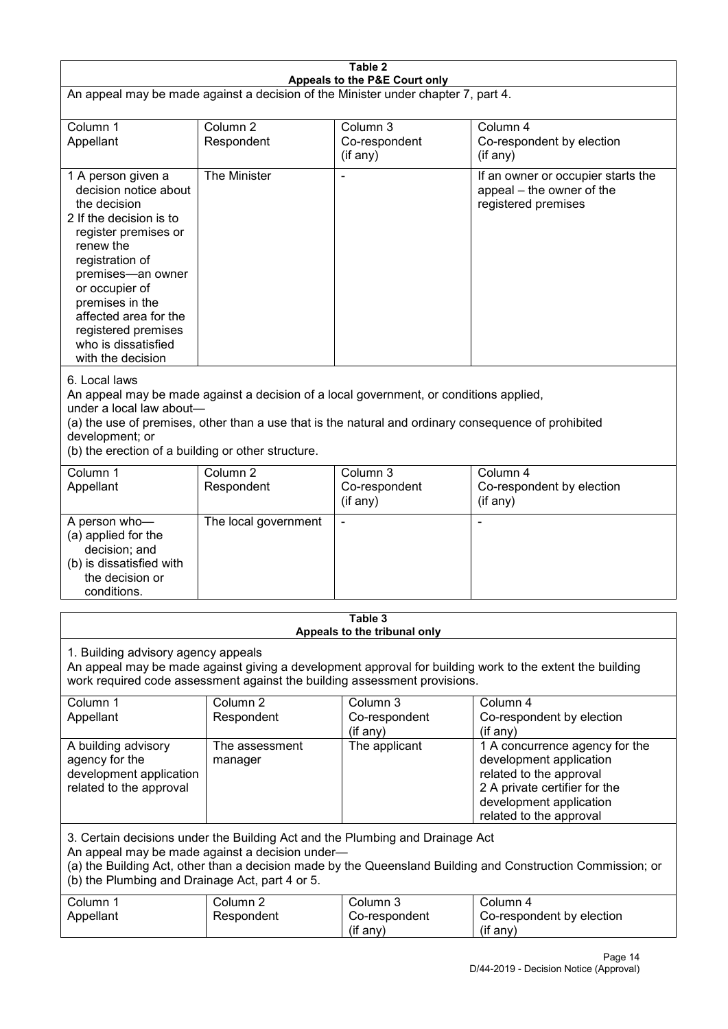**Table 2**
**Appeals to the P&E Court only**

An appeal may be made against a decision of the Minister under chapter 7, part 4.

| Column 1<br>Appellant | Column 2<br>Respondent | Column 3<br>Co-respondent<br>(if any) | Column 4<br>Co-respondent by election<br>(if any) |
|---|---|---|---|
| 1 A person given a decision notice about the decision<br>2 If the decision is to register premises or renew the registration of premises—an owner or occupier of premises in the affected area for the registered premises who is dissatisfied with the decision | The Minister | - | If an owner or occupier starts the appeal – the owner of the registered premises |

6. Local laws
An appeal may be made against a decision of a local government, or conditions applied, under a local law about—
(a) the use of premises, other than a use that is the natural and ordinary consequence of prohibited development; or
(b) the erection of a building or other structure.

| Column 1<br>Appellant | Column 2<br>Respondent | Column 3<br>Co-respondent<br>(if any) | Column 4<br>Co-respondent by election<br>(if any) |
|---|---|---|---|
| A person who—<br>(a) applied for the decision; and<br>(b) is dissatisfied with the decision or conditions. | The local government | - | - |

**Table 3**
**Appeals to the tribunal only**

1. Building advisory agency appeals
An appeal may be made against giving a development approval for building work to the extent the building work required code assessment against the building assessment provisions.

| Column 1<br>Appellant | Column 2<br>Respondent | Column 3<br>Co-respondent<br>(if any) | Column 4<br>Co-respondent by election<br>(if any) |
|---|---|---|---|
| A building advisory agency for the development application related to the approval | The assessment manager | The applicant | 1 A concurrence agency for the development application related to the approval<br>2 A private certifier for the development application related to the approval |

3. Certain decisions under the Building Act and the Plumbing and Drainage Act
An appeal may be made against a decision under—
(a) the Building Act, other than a decision made by the Queensland Building and Construction Commission; or
(b) the Plumbing and Drainage Act, part 4 or 5.

| Column 1<br>Appellant | Column 2<br>Respondent | Column 3<br>Co-respondent<br>(if any) | Column 4<br>Co-respondent by election<br>(if any) |
|---|---|---|---|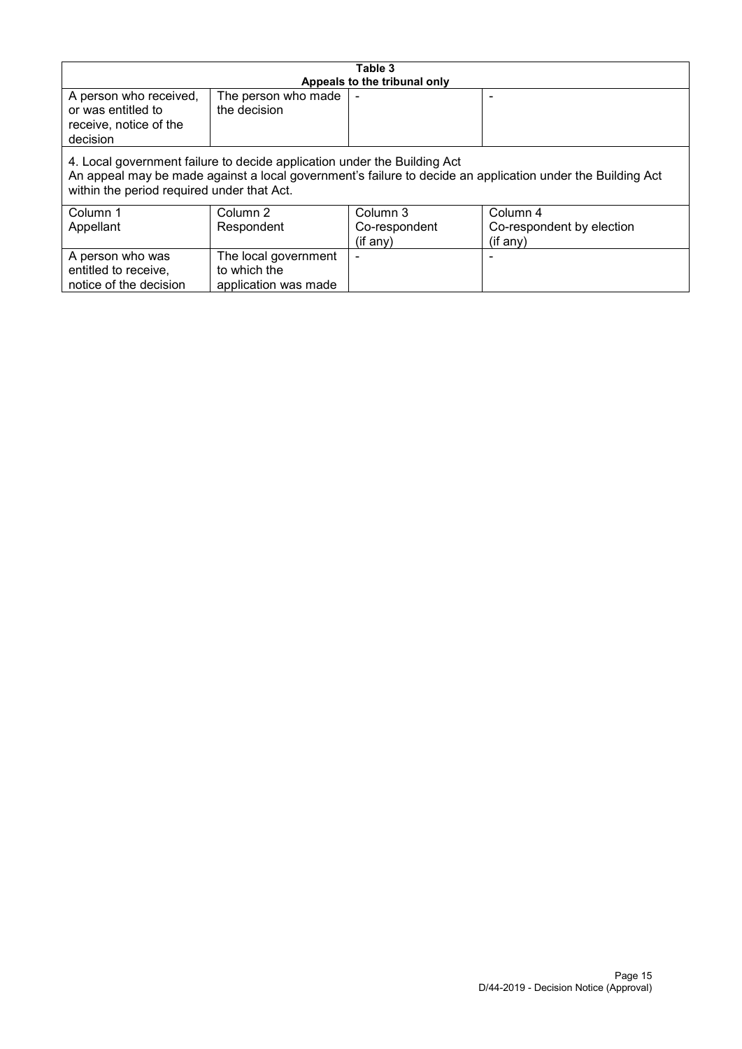| Table 3<br>Appeals to the tribunal only | | | |
|---|---|---|---|
| A person who received, or was entitled to receive, notice of the decision | The person who made the decision | - | - |
| 4. Local government failure to decide application under the Building Act<br>An appeal may be made against a local government's failure to decide an application under the Building Act within the period required under that Act. | | | |
| Column 1<br>Appellant | Column 2<br>Respondent | Column 3<br>Co-respondent<br>(if any) | Column 4<br>Co-respondent by election<br>(if any) |
| A person who was entitled to receive, notice of the decision | The local government to which the application was made | - | - |